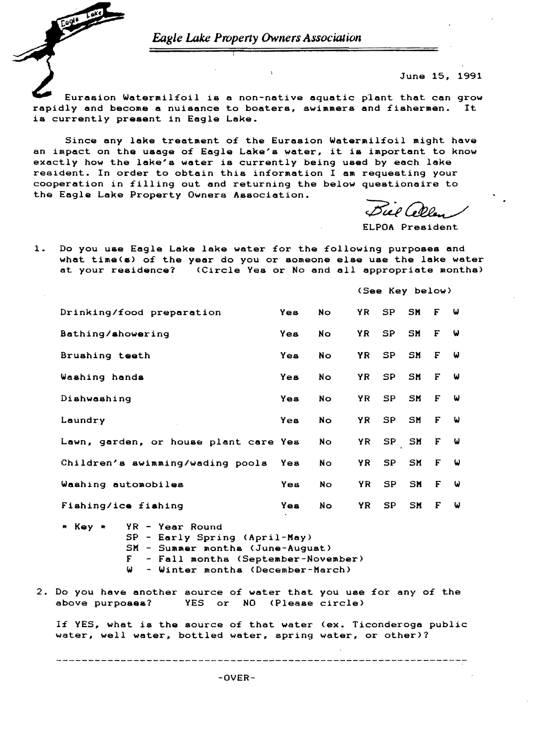# *Eagle Lake Property Owners Association*

June 15, 1991

Eurasion Watermilfoil is a non-native aquatic plant that can grow rapidly and become a nuisance to boaters, swimmers and fishermen. It is currently present in Eagle Lake.

Since any lake treatment of the Eurasion Watermilfoil might have an impact on the usage of Eagle Lake's water, it is important to know exactly how the lake's water is currently being used by each lake resident. In order to obtain this information I am requesting your cooperation in filling out and returning the below questionaire to the Eagle Lake Property Owners Association.

Bill Allen

ELPOA President

1. Do you use Eagle Lake lake water for the following purposes and what time(s) of the year do you or someone else use the lake water at your residence? (Circle Yes or No and all appropriate months)

(See Key below)

| | | | | | | | |
|---|---|---|---|---|---|---|---|
| Drinking/food preparation | Yes | No | YR | SP | SM | F | W |
| Bathing/showering | Yes | No | YR | SP | SM | F | W |
| Brushing teeth | Yes | No | YR | SP | SM | F | W |
| Washing hands | Yes | No | YR | SP | SM | F | W |
| Dishwashing | Yes | No | YR | SP | SM | F | W |
| Laundry | Yes | No | YR | SP | SM | F | W |
| Lawn, garden, or house plant care | Yes | No | YR | SP | SM | F | W |
| Children's swimming/wading pools | Yes | No | YR | SP | SM | F | W |
| Washing automobiles | Yes | No | YR | SP | SM | F | W |
| Fishing/ice fishing | Yes | No | YR | SP | SM | F | W |

\* Key \*
- YR - Year Round
- SP - Early Spring (April-May)
- SM - Summer months (June-August)
- F - Fall months (September-November)
- W - Winter months (December-March)

2. Do you have another source of water that you use for any of the above purposes? YES or NO (Please circle)

If YES, what is the source of that water (ex. Ticonderoga public water, well water, bottled water, spring water, or other)?

---

-OVER-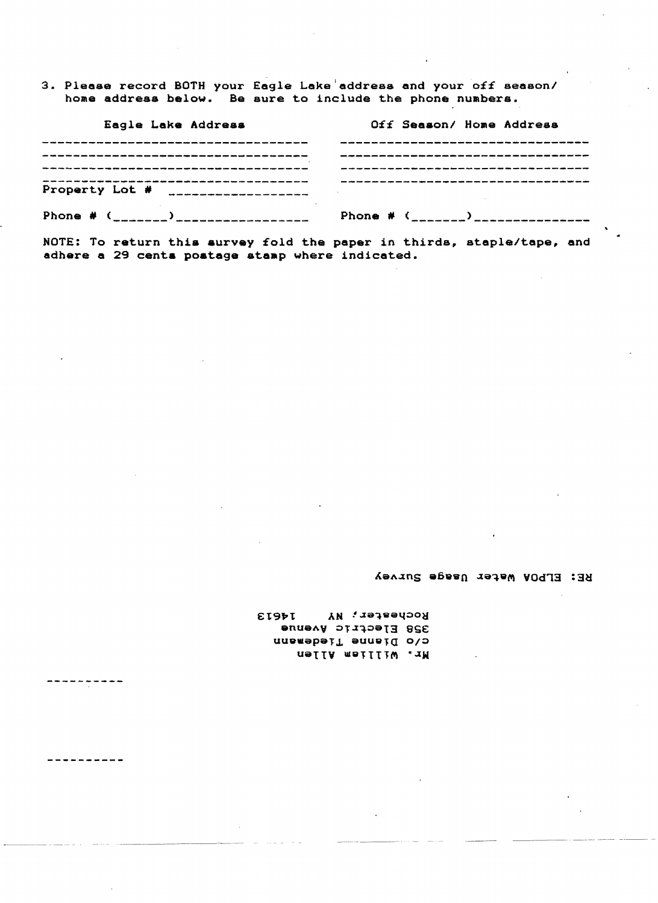3. Please record BOTH your Eagle Lake address and your off season/ home address below. Be sure to include the phone numbers.

| Eagle Lake Address | Off Season/ Home Address |
| --- | --- |
| ---------------------------------- | -------------------------------- |
| ---------------------------------- | -------------------------------- |
| ---------------------------------- | -------------------------------- |
| ---------------------------------- | -------------------------------- |
| Property Lot # _________________ | |
| Phone # (_______)________________ | Phone # (_______)_______________ |

NOTE: To return this survey fold the paper in thirds, staple/tape, and adhere a 29 cents postage stamp where indicated.

RE: ELPOA Water Usage Survey

Mr. William Allen
c/o Dianne Tiedemann
358 Electric Avenue
Rochester, NY 14613

----------

----------